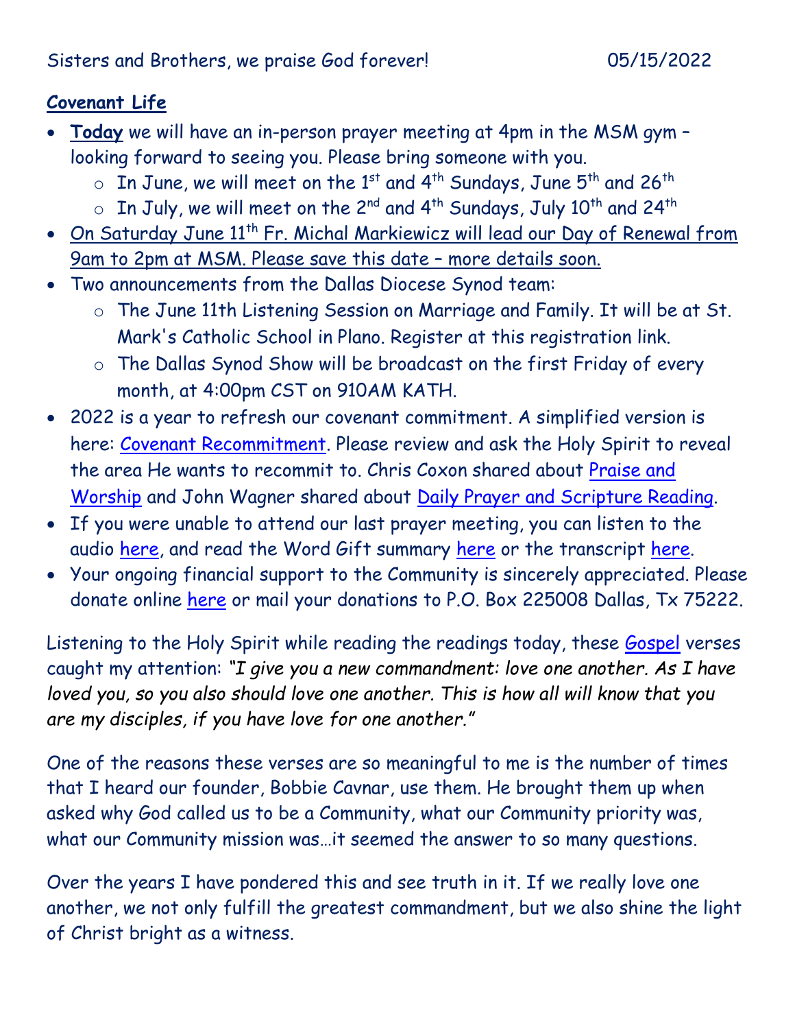Sisters and Brothers, we praise God forever! 05/15/2022

**Covenant Life**

- **Today** we will have an in-person prayer meeting at 4pm in the MSM gym – looking forward to seeing you. Please bring someone with you.
  - In June, we will meet on the 1st and 4th Sundays, June 5th and 26th
  - In July, we will meet on the 2nd and 4th Sundays, July 10th and 24th
- On Saturday June 11th Fr. Michal Markiewicz will lead our Day of Renewal from 9am to 2pm at MSM. Please save this date – more details soon.
- Two announcements from the Dallas Diocese Synod team:
  - The June 11th Listening Session on Marriage and Family. It will be at St. Mark's Catholic School in Plano. Register at this registration link.
  - The Dallas Synod Show will be broadcast on the first Friday of every month, at 4:00pm CST on 910AM KATH.
- 2022 is a year to refresh our covenant commitment. A simplified version is here: Covenant Recommitment. Please review and ask the Holy Spirit to reveal the area He wants to recommit to. Chris Coxon shared about Praise and Worship and John Wagner shared about Daily Prayer and Scripture Reading.
- If you were unable to attend our last prayer meeting, you can listen to the audio here, and read the Word Gift summary here or the transcript here.
- Your ongoing financial support to the Community is sincerely appreciated. Please donate online here or mail your donations to P.O. Box 225008 Dallas, Tx 75222.

Listening to the Holy Spirit while reading the readings today, these Gospel verses caught my attention: *"I give you a new commandment: love one another. As I have loved you, so you also should love one another. This is how all will know that you are my disciples, if you have love for one another."*

One of the reasons these verses are so meaningful to me is the number of times that I heard our founder, Bobbie Cavnar, use them. He brought them up when asked why God called us to be a Community, what our Community priority was, what our Community mission was…it seemed the answer to so many questions.

Over the years I have pondered this and see truth in it. If we really love one another, we not only fulfill the greatest commandment, but we also shine the light of Christ bright as a witness.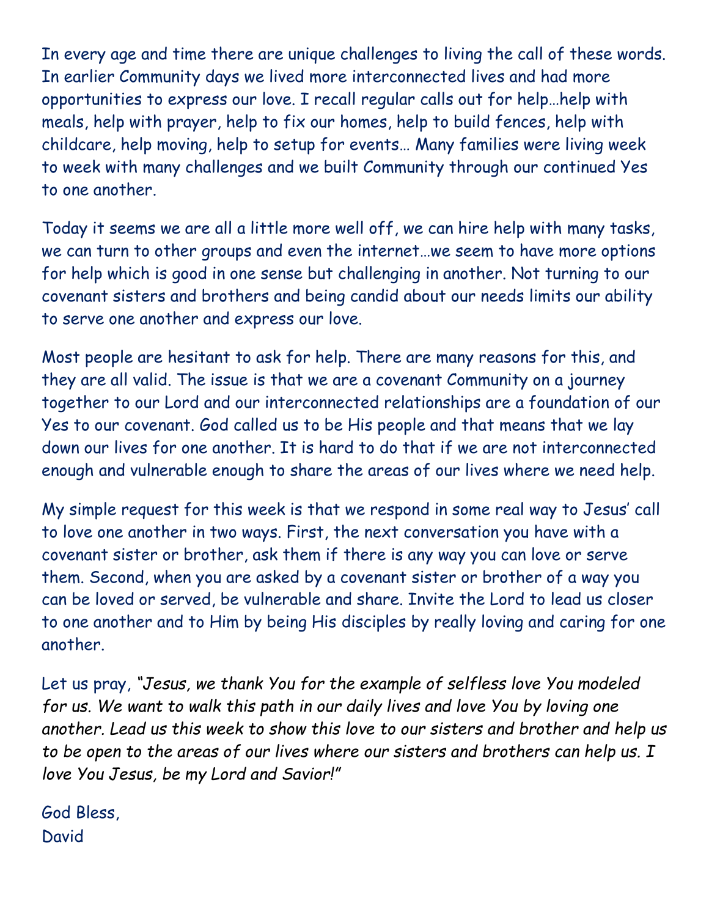In every age and time there are unique challenges to living the call of these words. In earlier Community days we lived more interconnected lives and had more opportunities to express our love. I recall regular calls out for help…help with meals, help with prayer, help to fix our homes, help to build fences, help with childcare, help moving, help to setup for events… Many families were living week to week with many challenges and we built Community through our continued Yes to one another.

Today it seems we are all a little more well off, we can hire help with many tasks, we can turn to other groups and even the internet…we seem to have more options for help which is good in one sense but challenging in another. Not turning to our covenant sisters and brothers and being candid about our needs limits our ability to serve one another and express our love.

Most people are hesitant to ask for help. There are many reasons for this, and they are all valid. The issue is that we are a covenant Community on a journey together to our Lord and our interconnected relationships are a foundation of our Yes to our covenant. God called us to be His people and that means that we lay down our lives for one another. It is hard to do that if we are not interconnected enough and vulnerable enough to share the areas of our lives where we need help.

My simple request for this week is that we respond in some real way to Jesus' call to love one another in two ways. First, the next conversation you have with a covenant sister or brother, ask them if there is any way you can love or serve them. Second, when you are asked by a covenant sister or brother of a way you can be loved or served, be vulnerable and share. Invite the Lord to lead us closer to one another and to Him by being His disciples by really loving and caring for one another.

Let us pray, *"Jesus, we thank You for the example of selfless love You modeled for us. We want to walk this path in our daily lives and love You by loving one another. Lead us this week to show this love to our sisters and brother and help us to be open to the areas of our lives where our sisters and brothers can help us. I love You Jesus, be my Lord and Savior!"*

God Bless,
David